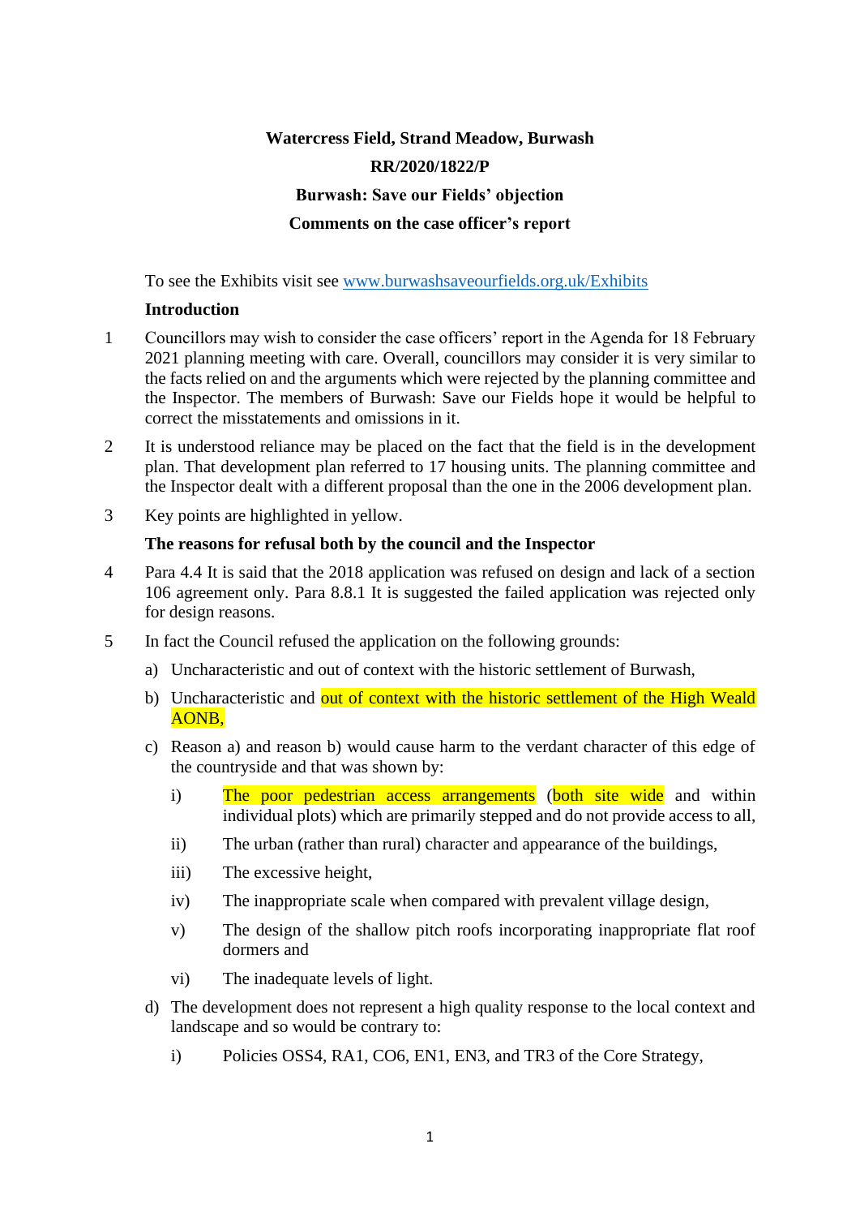**Watercress Field, Strand Meadow, Burwash**

**RR/2020/1822/P**

**Burwash: Save our Fields' objection**

**Comments on the case officer's report**

To see the Exhibits visit see [www.burwashsaveourfields.org.uk/Exhibits](http://www.burwashsaveourfields.org.uk/Exhibits)

**Introduction**

1 Councillors may wish to consider the case officers' report in the Agenda for 18 February 2021 planning meeting with care. Overall, councillors may consider it is very similar to the facts relied on and the arguments which were rejected by the planning committee and the Inspector. The members of Burwash: Save our Fields hope it would be helpful to correct the misstatements and omissions in it.

2 It is understood reliance may be placed on the fact that the field is in the development plan. That development plan referred to 17 housing units. The planning committee and the Inspector dealt with a different proposal than the one in the 2006 development plan.

3 Key points are highlighted in yellow.

**The reasons for refusal both by the council and the Inspector**

4 Para 4.4 It is said that the 2018 application was refused on design and lack of a section 106 agreement only. Para 8.8.1 It is suggested the failed application was rejected only for design reasons.

5 In fact the Council refused the application on the following grounds:

a) Uncharacteristic and out of context with the historic settlement of Burwash,

b) Uncharacteristic and out of context with the historic settlement of the High Weald AONB,

c) Reason a) and reason b) would cause harm to the verdant character of this edge of the countryside and that was shown by:

   i) The poor pedestrian access arrangements (both site wide and within individual plots) which are primarily stepped and do not provide access to all,

   ii) The urban (rather than rural) character and appearance of the buildings,

   iii) The excessive height,

   iv) The inappropriate scale when compared with prevalent village design,

   v) The design of the shallow pitch roofs incorporating inappropriate flat roof dormers and

   vi) The inadequate levels of light.

d) The development does not represent a high quality response to the local context and landscape and so would be contrary to:

   i) Policies OSS4, RA1, CO6, EN1, EN3, and TR3 of the Core Strategy,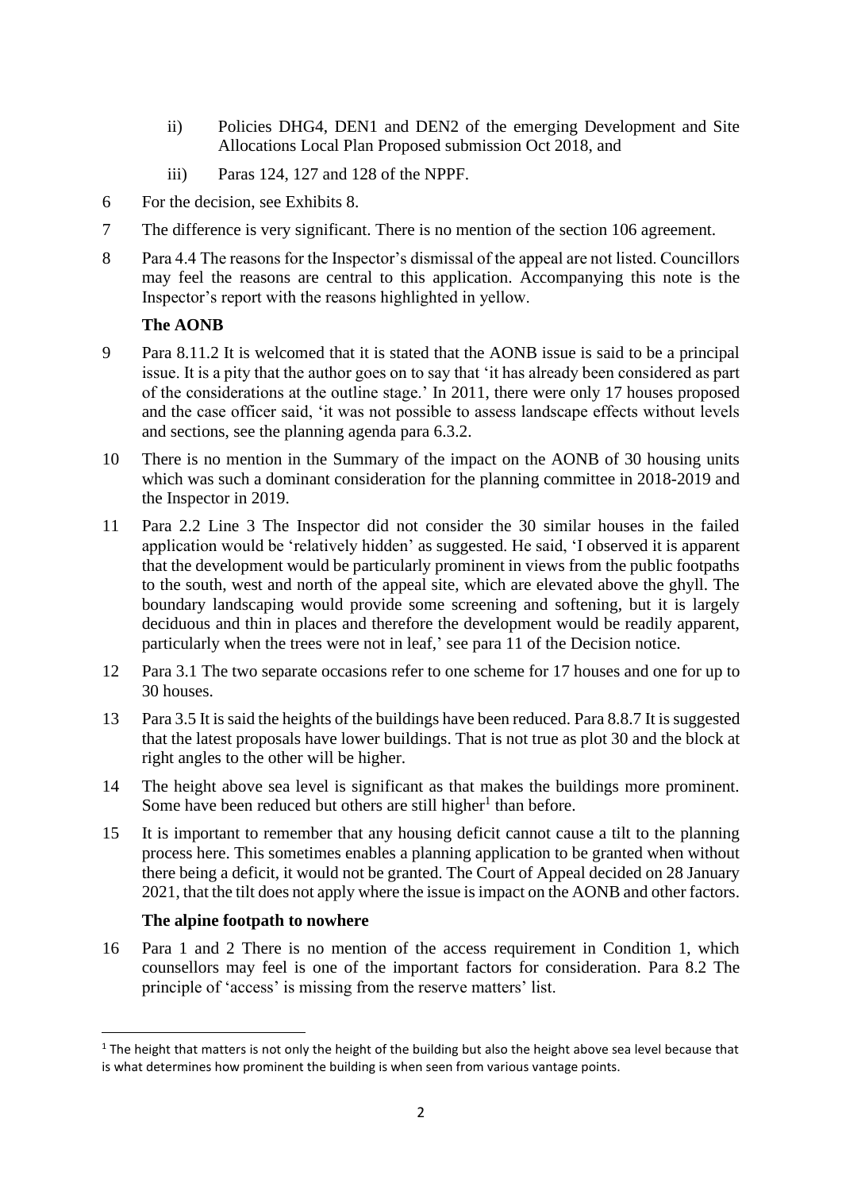ii) Policies DHG4, DEN1 and DEN2 of the emerging Development and Site Allocations Local Plan Proposed submission Oct 2018, and

iii) Paras 124, 127 and 128 of the NPPF.

6 For the decision, see Exhibits 8.

7 The difference is very significant. There is no mention of the section 106 agreement.

8 Para 4.4 The reasons for the Inspector's dismissal of the appeal are not listed. Councillors may feel the reasons are central to this application. Accompanying this note is the Inspector's report with the reasons highlighted in yellow.

**The AONB**

9 Para 8.11.2 It is welcomed that it is stated that the AONB issue is said to be a principal issue. It is a pity that the author goes on to say that 'it has already been considered as part of the considerations at the outline stage.' In 2011, there were only 17 houses proposed and the case officer said, 'it was not possible to assess landscape effects without levels and sections, see the planning agenda para 6.3.2.

10 There is no mention in the Summary of the impact on the AONB of 30 housing units which was such a dominant consideration for the planning committee in 2018-2019 and the Inspector in 2019.

11 Para 2.2 Line 3 The Inspector did not consider the 30 similar houses in the failed application would be 'relatively hidden' as suggested. He said, 'I observed it is apparent that the development would be particularly prominent in views from the public footpaths to the south, west and north of the appeal site, which are elevated above the ghyll. The boundary landscaping would provide some screening and softening, but it is largely deciduous and thin in places and therefore the development would be readily apparent, particularly when the trees were not in leaf,' see para 11 of the Decision notice.

12 Para 3.1 The two separate occasions refer to one scheme for 17 houses and one for up to 30 houses.

13 Para 3.5 It is said the heights of the buildings have been reduced. Para 8.8.7 It is suggested that the latest proposals have lower buildings. That is not true as plot 30 and the block at right angles to the other will be higher.

14 The height above sea level is significant as that makes the buildings more prominent. Some have been reduced but others are still higher[1] than before.

15 It is important to remember that any housing deficit cannot cause a tilt to the planning process here. This sometimes enables a planning application to be granted when without there being a deficit, it would not be granted. The Court of Appeal decided on 28 January 2021, that the tilt does not apply where the issue is impact on the AONB and other factors.

**The alpine footpath to nowhere**

16 Para 1 and 2 There is no mention of the access requirement in Condition 1, which counsellors may feel is one of the important factors for consideration. Para 8.2 The principle of 'access' is missing from the reserve matters' list.

[1] The height that matters is not only the height of the building but also the height above sea level because that is what determines how prominent the building is when seen from various vantage points.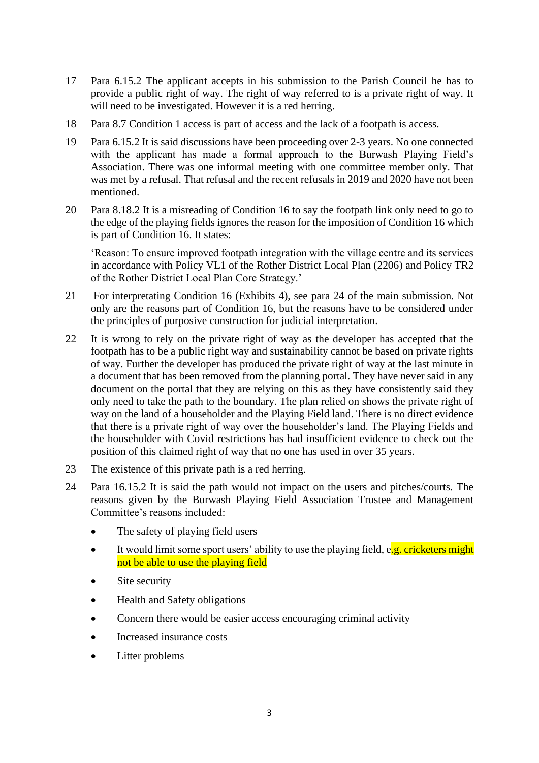17 Para 6.15.2 The applicant accepts in his submission to the Parish Council he has to provide a public right of way. The right of way referred to is a private right of way. It will need to be investigated. However it is a red herring.

18 Para 8.7 Condition 1 access is part of access and the lack of a footpath is access.

19 Para 6.15.2 It is said discussions have been proceeding over 2-3 years. No one connected with the applicant has made a formal approach to the Burwash Playing Field's Association. There was one informal meeting with one committee member only. That was met by a refusal. That refusal and the recent refusals in 2019 and 2020 have not been mentioned.

20 Para 8.18.2 It is a misreading of Condition 16 to say the footpath link only need to go to the edge of the playing fields ignores the reason for the imposition of Condition 16 which is part of Condition 16. It states:

> 'Reason: To ensure improved footpath integration with the village centre and its services in accordance with Policy VL1 of the Rother District Local Plan (2206) and Policy TR2 of the Rother District Local Plan Core Strategy.'

21 For interpreting Condition 16 (Exhibits 4), see para 24 of the main submission. Not only are the reasons part of Condition 16, but the reasons have to be considered under the principles of purposive construction for judicial interpretation.

22 It is wrong to rely on the private right of way as the developer has accepted that the footpath has to be a public right way and sustainability cannot be based on private rights of way. Further the developer has produced the private right of way at the last minute in a document that has been removed from the planning portal. They have never said in any document on the portal that they are relying on this as they have consistently said they only need to take the path to the boundary. The plan relied on shows the private right of way on the land of a householder and the Playing Field land. There is no direct evidence that there is a private right of way over the householder's land. The Playing Fields and the householder with Covid restrictions has had insufficient evidence to check out the position of this claimed right of way that no one has used in over 35 years.

23 The existence of this private path is a red herring.

24 Para 16.15.2 It is said the path would not impact on the users and pitches/courts. The reasons given by the Burwash Playing Field Association Trustee and Management Committee's reasons included:

- The safety of playing field users
- It would limit some sport users' ability to use the playing field, e.g. cricketers might not be able to use the playing field
- Site security
- Health and Safety obligations
- Concern there would be easier access encouraging criminal activity
- Increased insurance costs
- Litter problems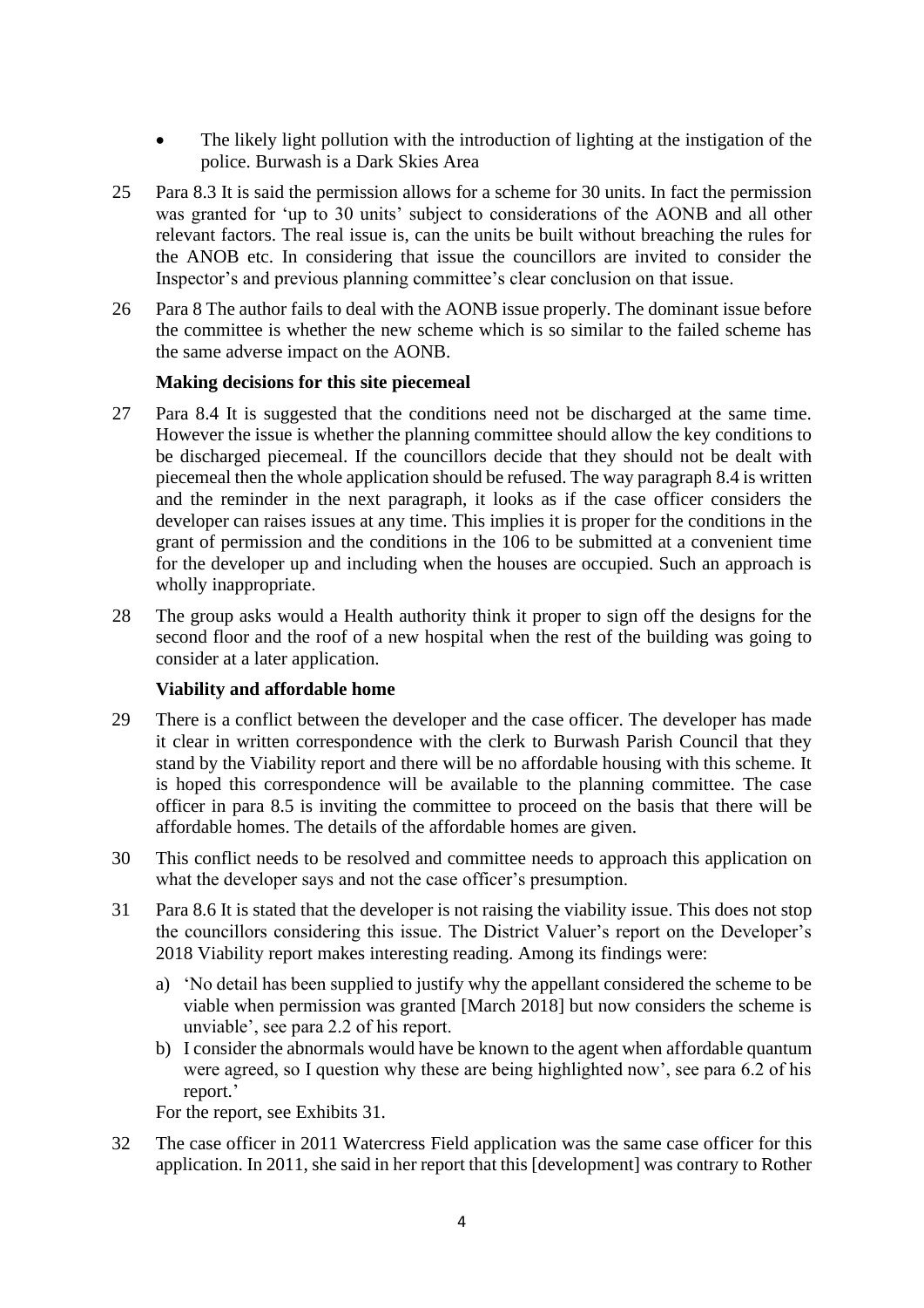- The likely light pollution with the introduction of lighting at the instigation of the police. Burwash is a Dark Skies Area

25 Para 8.3 It is said the permission allows for a scheme for 30 units. In fact the permission was granted for 'up to 30 units' subject to considerations of the AONB and all other relevant factors. The real issue is, can the units be built without breaching the rules for the ANOB etc. In considering that issue the councillors are invited to consider the Inspector's and previous planning committee's clear conclusion on that issue.

26 Para 8 The author fails to deal with the AONB issue properly. The dominant issue before the committee is whether the new scheme which is so similar to the failed scheme has the same adverse impact on the AONB.

**Making decisions for this site piecemeal**

27 Para 8.4 It is suggested that the conditions need not be discharged at the same time. However the issue is whether the planning committee should allow the key conditions to be discharged piecemeal. If the councillors decide that they should not be dealt with piecemeal then the whole application should be refused. The way paragraph 8.4 is written and the reminder in the next paragraph, it looks as if the case officer considers the developer can raises issues at any time. This implies it is proper for the conditions in the grant of permission and the conditions in the 106 to be submitted at a convenient time for the developer up and including when the houses are occupied. Such an approach is wholly inappropriate.

28 The group asks would a Health authority think it proper to sign off the designs for the second floor and the roof of a new hospital when the rest of the building was going to consider at a later application.

**Viability and affordable home**

29 There is a conflict between the developer and the case officer. The developer has made it clear in written correspondence with the clerk to Burwash Parish Council that they stand by the Viability report and there will be no affordable housing with this scheme. It is hoped this correspondence will be available to the planning committee. The case officer in para 8.5 is inviting the committee to proceed on the basis that there will be affordable homes. The details of the affordable homes are given.

30 This conflict needs to be resolved and committee needs to approach this application on what the developer says and not the case officer's presumption.

31 Para 8.6 It is stated that the developer is not raising the viability issue. This does not stop the councillors considering this issue. The District Valuer's report on the Developer's 2018 Viability report makes interesting reading. Among its findings were:

a) 'No detail has been supplied to justify why the appellant considered the scheme to be viable when permission was granted [March 2018] but now considers the scheme is unviable', see para 2.2 of his report.
b) I consider the abnormals would have be known to the agent when affordable quantum were agreed, so I question why these are being highlighted now', see para 6.2 of his report.'

For the report, see Exhibits 31.

32 The case officer in 2011 Watercress Field application was the same case officer for this application. In 2011, she said in her report that this [development] was contrary to Rother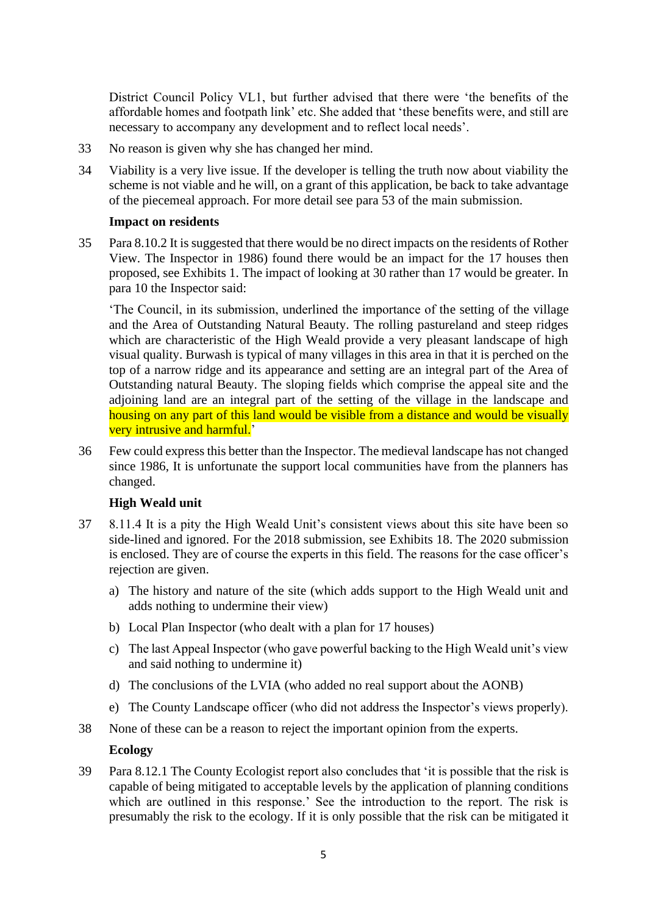District Council Policy VL1, but further advised that there were 'the benefits of the affordable homes and footpath link' etc. She added that 'these benefits were, and still are necessary to accompany any development and to reflect local needs'.

33 No reason is given why she has changed her mind.

34 Viability is a very live issue. If the developer is telling the truth now about viability the scheme is not viable and he will, on a grant of this application, be back to take advantage of the piecemeal approach. For more detail see para 53 of the main submission.

**Impact on residents**

35 Para 8.10.2 It is suggested that there would be no direct impacts on the residents of Rother View. The Inspector in 1986) found there would be an impact for the 17 houses then proposed, see Exhibits 1. The impact of looking at 30 rather than 17 would be greater. In para 10 the Inspector said:

'The Council, in its submission, underlined the importance of the setting of the village and the Area of Outstanding Natural Beauty. The rolling pastureland and steep ridges which are characteristic of the High Weald provide a very pleasant landscape of high visual quality. Burwash is typical of many villages in this area in that it is perched on the top of a narrow ridge and its appearance and setting are an integral part of the Area of Outstanding natural Beauty. The sloping fields which comprise the appeal site and the adjoining land are an integral part of the setting of the village in the landscape and housing on any part of this land would be visible from a distance and would be visually very intrusive and harmful.'

36 Few could express this better than the Inspector. The medieval landscape has not changed since 1986, It is unfortunate the support local communities have from the planners has changed.

**High Weald unit**

37 8.11.4 It is a pity the High Weald Unit's consistent views about this site have been so side-lined and ignored. For the 2018 submission, see Exhibits 18. The 2020 submission is enclosed. They are of course the experts in this field. The reasons for the case officer's rejection are given.

a) The history and nature of the site (which adds support to the High Weald unit and adds nothing to undermine their view)

b) Local Plan Inspector (who dealt with a plan for 17 houses)

c) The last Appeal Inspector (who gave powerful backing to the High Weald unit's view and said nothing to undermine it)

d) The conclusions of the LVIA (who added no real support about the AONB)

e) The County Landscape officer (who did not address the Inspector's views properly).

38 None of these can be a reason to reject the important opinion from the experts.

**Ecology**

39 Para 8.12.1 The County Ecologist report also concludes that 'it is possible that the risk is capable of being mitigated to acceptable levels by the application of planning conditions which are outlined in this response.' See the introduction to the report. The risk is presumably the risk to the ecology. If it is only possible that the risk can be mitigated it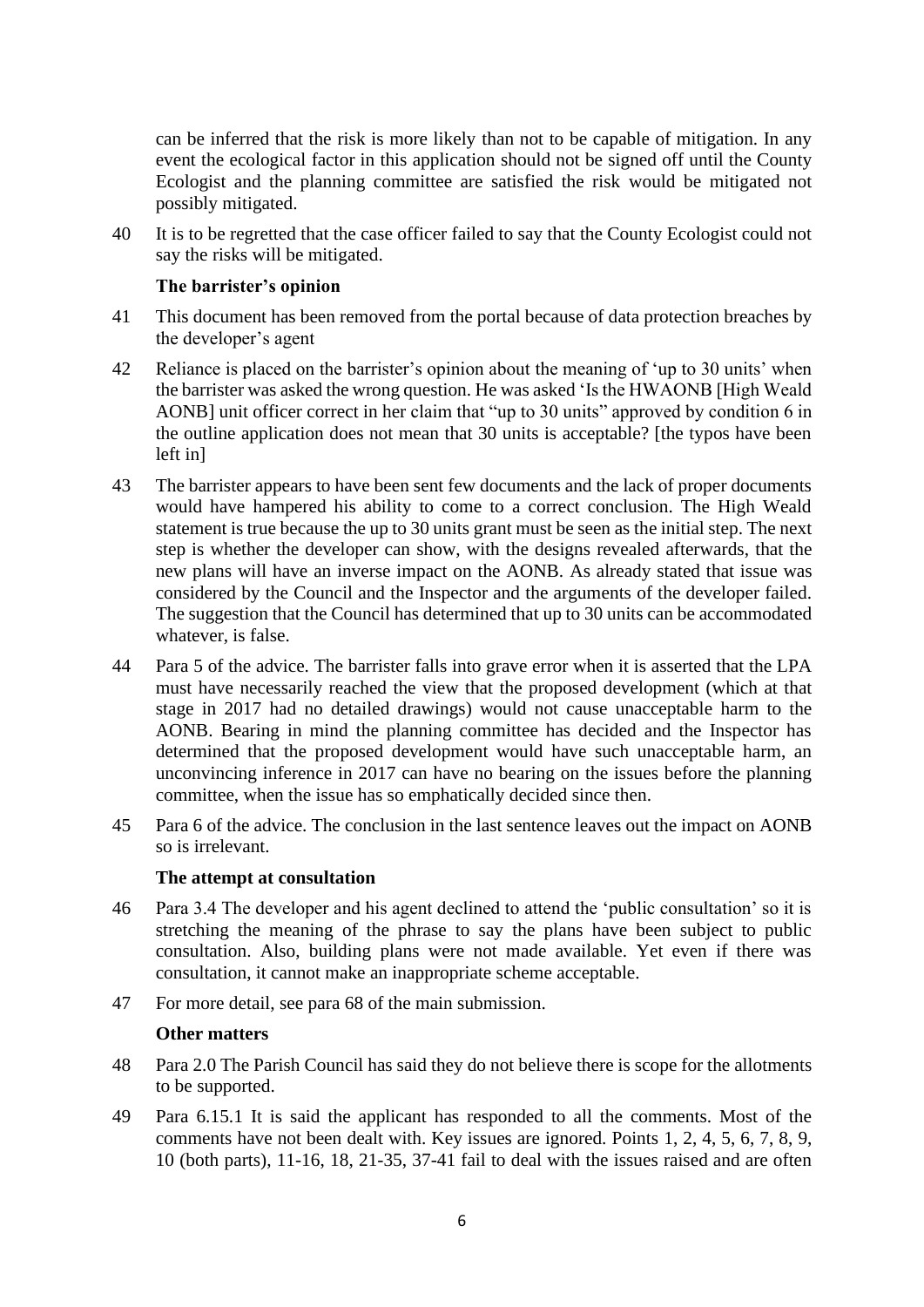can be inferred that the risk is more likely than not to be capable of mitigation. In any event the ecological factor in this application should not be signed off until the County Ecologist and the planning committee are satisfied the risk would be mitigated not possibly mitigated.

40 It is to be regretted that the case officer failed to say that the County Ecologist could not say the risks will be mitigated.

**The barrister's opinion**

41 This document has been removed from the portal because of data protection breaches by the developer's agent

42 Reliance is placed on the barrister's opinion about the meaning of 'up to 30 units' when the barrister was asked the wrong question. He was asked 'Is the HWAONB [High Weald AONB] unit officer correct in her claim that "up to 30 units" approved by condition 6 in the outline application does not mean that 30 units is acceptable? [the typos have been left in]

43 The barrister appears to have been sent few documents and the lack of proper documents would have hampered his ability to come to a correct conclusion. The High Weald statement is true because the up to 30 units grant must be seen as the initial step. The next step is whether the developer can show, with the designs revealed afterwards, that the new plans will have an inverse impact on the AONB. As already stated that issue was considered by the Council and the Inspector and the arguments of the developer failed. The suggestion that the Council has determined that up to 30 units can be accommodated whatever, is false.

44 Para 5 of the advice. The barrister falls into grave error when it is asserted that the LPA must have necessarily reached the view that the proposed development (which at that stage in 2017 had no detailed drawings) would not cause unacceptable harm to the AONB. Bearing in mind the planning committee has decided and the Inspector has determined that the proposed development would have such unacceptable harm, an unconvincing inference in 2017 can have no bearing on the issues before the planning committee, when the issue has so emphatically decided since then.

45 Para 6 of the advice. The conclusion in the last sentence leaves out the impact on AONB so is irrelevant.

**The attempt at consultation**

46 Para 3.4 The developer and his agent declined to attend the 'public consultation' so it is stretching the meaning of the phrase to say the plans have been subject to public consultation. Also, building plans were not made available. Yet even if there was consultation, it cannot make an inappropriate scheme acceptable.

47 For more detail, see para 68 of the main submission.

**Other matters**

48 Para 2.0 The Parish Council has said they do not believe there is scope for the allotments to be supported.

49 Para 6.15.1 It is said the applicant has responded to all the comments. Most of the comments have not been dealt with. Key issues are ignored. Points 1, 2, 4, 5, 6, 7, 8, 9, 10 (both parts), 11-16, 18, 21-35, 37-41 fail to deal with the issues raised and are often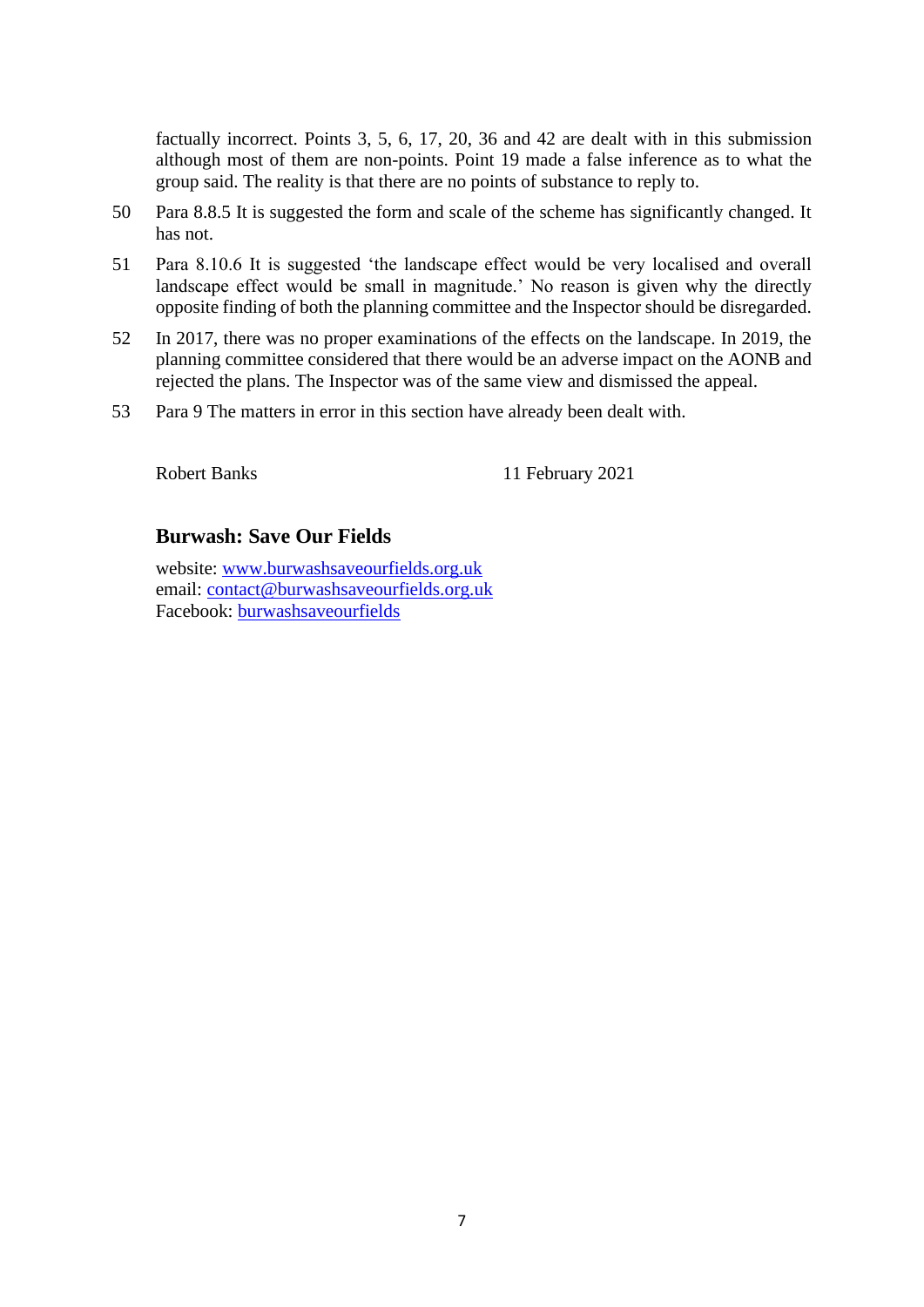factually incorrect. Points 3, 5, 6, 17, 20, 36 and 42 are dealt with in this submission although most of them are non-points. Point 19 made a false inference as to what the group said. The reality is that there are no points of substance to reply to.

50 Para 8.8.5 It is suggested the form and scale of the scheme has significantly changed. It has not.

51 Para 8.10.6 It is suggested 'the landscape effect would be very localised and overall landscape effect would be small in magnitude.' No reason is given why the directly opposite finding of both the planning committee and the Inspector should be disregarded.

52 In 2017, there was no proper examinations of the effects on the landscape. In 2019, the planning committee considered that there would be an adverse impact on the AONB and rejected the plans. The Inspector was of the same view and dismissed the appeal.

53 Para 9 The matters in error in this section have already been dealt with.

Robert Banks 11 February 2021

### Burwash: Save Our Fields

website: [www.burwashsaveourfields.org.uk](www.burwashsaveourfields.org.uk)
email: [contact@burwashsaveourfields.org.uk](mailto:contact@burwashsaveourfields.org.uk)
Facebook: burwashsaveourfields